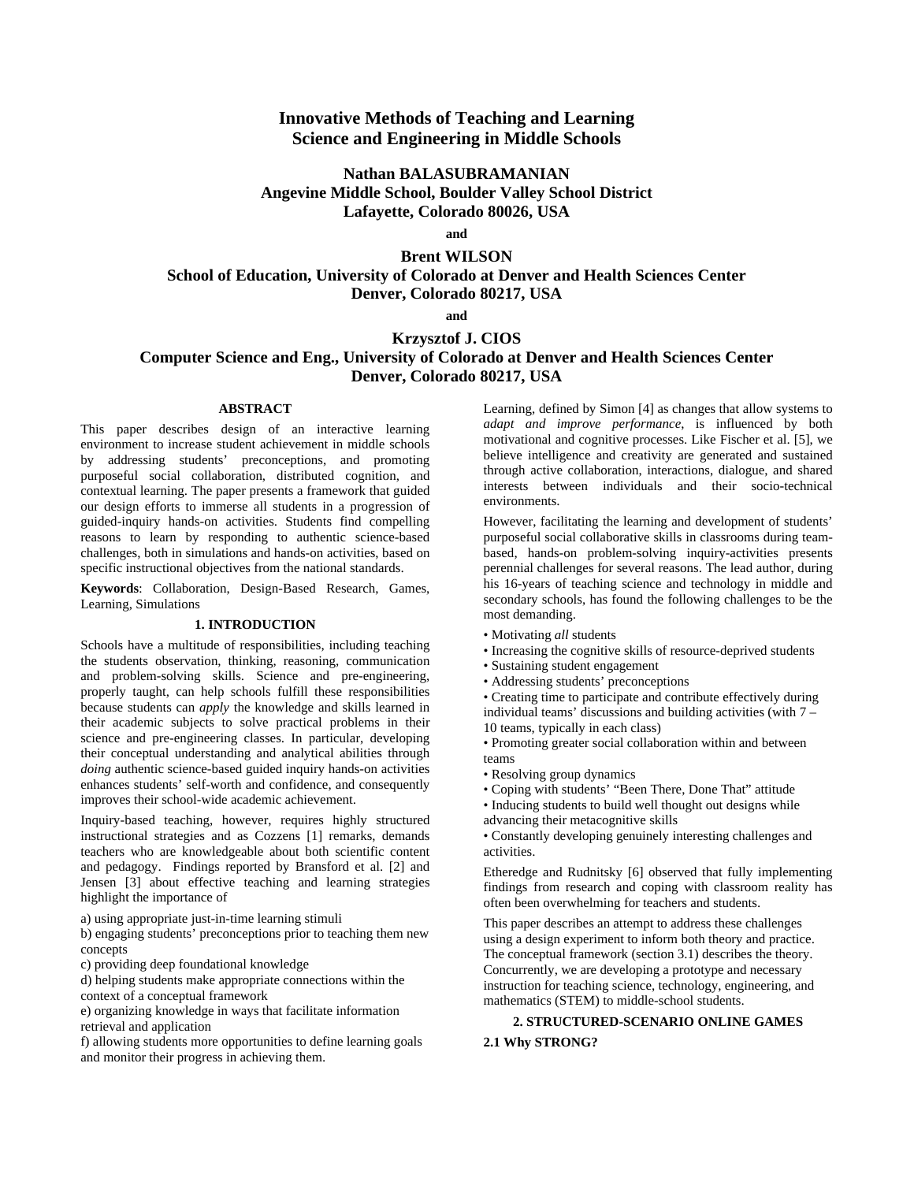# Innovative Methods of Teaching and Learning Science and Engineering in Middle Schools

**Nathan BALASUBRAMANIAN**
**Angevine Middle School, Boulder Valley School District**
**Lafayette, Colorado 80026, USA**

**and**

**Brent WILSON**
**School of Education, University of Colorado at Denver and Health Sciences Center**
**Denver, Colorado 80217, USA**

**and**

**Krzysztof J. CIOS**
**Computer Science and Eng., University of Colorado at Denver and Health Sciences Center**
**Denver, Colorado 80217, USA**

### ABSTRACT

This paper describes design of an interactive learning environment to increase student achievement in middle schools by addressing students' preconceptions, and promoting purposeful social collaboration, distributed cognition, and contextual learning. The paper presents a framework that guided our design efforts to immerse all students in a progression of guided-inquiry hands-on activities. Students find compelling reasons to learn by responding to authentic science-based challenges, both in simulations and hands-on activities, based on specific instructional objectives from the national standards.

**Keywords**: Collaboration, Design-Based Research, Games, Learning, Simulations

## 1. INTRODUCTION

Schools have a multitude of responsibilities, including teaching the students observation, thinking, reasoning, communication and problem-solving skills. Science and pre-engineering, properly taught, can help schools fulfill these responsibilities because students can *apply* the knowledge and skills learned in their academic subjects to solve practical problems in their science and pre-engineering classes. In particular, developing their conceptual understanding and analytical abilities through *doing* authentic science-based guided inquiry hands-on activities enhances students' self-worth and confidence, and consequently improves their school-wide academic achievement.

Inquiry-based teaching, however, requires highly structured instructional strategies and as Cozzens [1] remarks, demands teachers who are knowledgeable about both scientific content and pedagogy. Findings reported by Bransford et al. [2] and Jensen [3] about effective teaching and learning strategies highlight the importance of

a) using appropriate just-in-time learning stimuli
b) engaging students' preconceptions prior to teaching them new concepts
c) providing deep foundational knowledge
d) helping students make appropriate connections within the context of a conceptual framework
e) organizing knowledge in ways that facilitate information retrieval and application
f) allowing students more opportunities to define learning goals and monitor their progress in achieving them.

Learning, defined by Simon [4] as changes that allow systems to *adapt and improve performance*, is influenced by both motivational and cognitive processes. Like Fischer et al. [5], we believe intelligence and creativity are generated and sustained through active collaboration, interactions, dialogue, and shared interests between individuals and their socio-technical environments.

However, facilitating the learning and development of students' purposeful social collaborative skills in classrooms during team-based, hands-on problem-solving inquiry-activities presents perennial challenges for several reasons. The lead author, during his 16-years of teaching science and technology in middle and secondary schools, has found the following challenges to be the most demanding.

- Motivating *all* students
- Increasing the cognitive skills of resource-deprived students
- Sustaining student engagement
- Addressing students' preconceptions
- Creating time to participate and contribute effectively during individual teams' discussions and building activities (with 7 – 10 teams, typically in each class)
- Promoting greater social collaboration within and between teams
- Resolving group dynamics
- Coping with students' "Been There, Done That" attitude
- Inducing students to build well thought out designs while advancing their metacognitive skills
- Constantly developing genuinely interesting challenges and activities.

Etheredge and Rudnitsky [6] observed that fully implementing findings from research and coping with classroom reality has often been overwhelming for teachers and students.

This paper describes an attempt to address these challenges using a design experiment to inform both theory and practice. The conceptual framework (section 3.1) describes the theory. Concurrently, we are developing a prototype and necessary instruction for teaching science, technology, engineering, and mathematics (STEM) to middle-school students.

## 2. STRUCTURED-SCENARIO ONLINE GAMES

### 2.1 Why STRONG?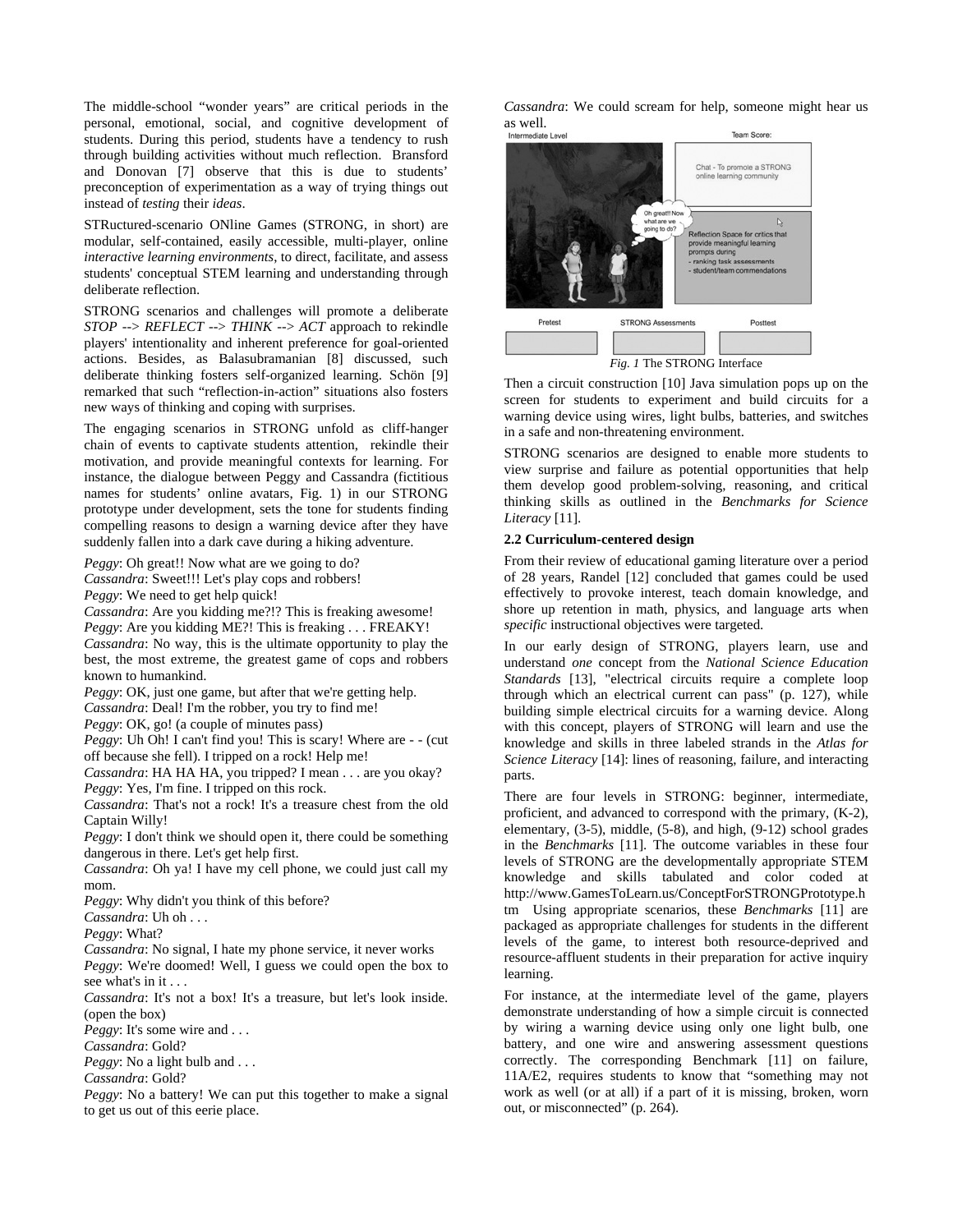The middle-school "wonder years" are critical periods in the personal, emotional, social, and cognitive development of students. During this period, students have a tendency to rush through building activities without much reflection. Bransford and Donovan [7] observe that this is due to students' preconception of experimentation as a way of trying things out instead of *testing* their *ideas*.

STRuctured-scenario ONline Games (STRONG, in short) are modular, self-contained, easily accessible, multi-player, online *interactive learning environments*, to direct, facilitate, and assess students' conceptual STEM learning and understanding through deliberate reflection.

STRONG scenarios and challenges will promote a deliberate *STOP --> REFLECT --> THINK --> ACT* approach to rekindle players' intentionality and inherent preference for goal-oriented actions. Besides, as Balasubramanian [8] discussed, such deliberate thinking fosters self-organized learning. Schön [9] remarked that such "reflection-in-action" situations also fosters new ways of thinking and coping with surprises.

The engaging scenarios in STRONG unfold as cliff-hanger chain of events to captivate students attention, rekindle their motivation, and provide meaningful contexts for learning. For instance, the dialogue between Peggy and Cassandra (fictitious names for students' online avatars, Fig. 1) in our STRONG prototype under development, sets the tone for students finding compelling reasons to design a warning device after they have suddenly fallen into a dark cave during a hiking adventure.

*Peggy*: Oh great!! Now what are we going to do?
*Cassandra*: Sweet!!! Let's play cops and robbers!
*Peggy*: We need to get help quick!
*Cassandra*: Are you kidding me?!? This is freaking awesome!
*Peggy*: Are you kidding ME?! This is freaking . . . FREAKY!
*Cassandra*: No way, this is the ultimate opportunity to play the best, the most extreme, the greatest game of cops and robbers known to humankind.
*Peggy*: OK, just one game, but after that we're getting help.
*Cassandra*: Deal! I'm the robber, you try to find me!
*Peggy*: OK, go! (a couple of minutes pass)
*Peggy*: Uh Oh! I can't find you! This is scary! Where are - - (cut off because she fell). I tripped on a rock! Help me!
*Cassandra*: HA HA HA, you tripped? I mean . . . are you okay?
*Peggy*: Yes, I'm fine. I tripped on this rock.
*Cassandra*: That's not a rock! It's a treasure chest from the old Captain Willy!
*Peggy*: I don't think we should open it, there could be something dangerous in there. Let's get help first.
*Cassandra*: Oh ya! I have my cell phone, we could just call my mom.
*Peggy*: Why didn't you think of this before?
*Cassandra*: Uh oh . . .
*Peggy*: What?
*Cassandra*: No signal, I hate my phone service, it never works
*Peggy*: We're doomed! Well, I guess we could open the box to see what's in it . . .
*Cassandra*: It's not a box! It's a treasure, but let's look inside. (open the box)
*Peggy*: It's some wire and . . .
*Cassandra*: Gold?
*Peggy*: No a light bulb and . . .
*Cassandra*: Gold?
*Peggy*: No a battery! We can put this together to make a signal to get us out of this eerie place.
*Cassandra*: We could scream for help, someone might hear us as well.

*Fig. 1* The STRONG Interface

Then a circuit construction [10] Java simulation pops up on the screen for students to experiment and build circuits for a warning device using wires, light bulbs, batteries, and switches in a safe and non-threatening environment.

STRONG scenarios are designed to enable more students to view surprise and failure as potential opportunities that help them develop good problem-solving, reasoning, and critical thinking skills as outlined in the *Benchmarks for Science Literacy* [11].

### 2.2 Curriculum-centered design

From their review of educational gaming literature over a period of 28 years, Randel [12] concluded that games could be used effectively to provoke interest, teach domain knowledge, and shore up retention in math, physics, and language arts when *specific* instructional objectives were targeted.

In our early design of STRONG, players learn, use and understand *one* concept from the *National Science Education Standards* [13], "electrical circuits require a complete loop through which an electrical current can pass" (p. 127), while building simple electrical circuits for a warning device. Along with this concept, players of STRONG will learn and use the knowledge and skills in three labeled strands in the *Atlas for Science Literacy* [14]: lines of reasoning, failure, and interacting parts.

There are four levels in STRONG: beginner, intermediate, proficient, and advanced to correspond with the primary, (K-2), elementary, (3-5), middle, (5-8), and high, (9-12) school grades in the *Benchmarks* [11]. The outcome variables in these four levels of STRONG are the developmentally appropriate STEM knowledge and skills tabulated and color coded at http://www.GamesToLearn.us/ConceptForSTRONGPrototype.htm Using appropriate scenarios, these *Benchmarks* [11] are packaged as appropriate challenges for students in the different levels of the game, to interest both resource-deprived and resource-affluent students in their preparation for active inquiry learning.

For instance, at the intermediate level of the game, players demonstrate understanding of how a simple circuit is connected by wiring a warning device using only one light bulb, one battery, and one wire and answering assessment questions correctly. The corresponding Benchmark [11] on failure, 11A/E2, requires students to know that "something may not work as well (or at all) if a part of it is missing, broken, worn out, or misconnected" (p. 264).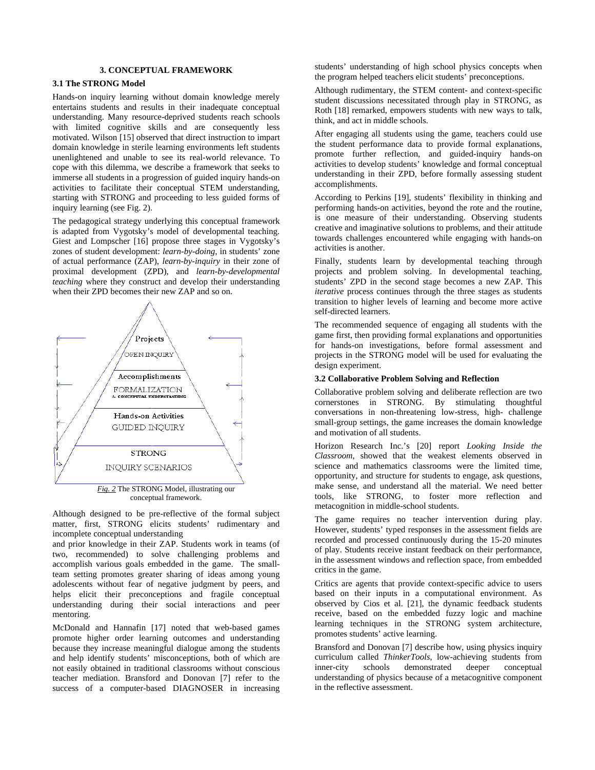## 3. CONCEPTUAL FRAMEWORK

### 3.1 The STRONG Model

Hands-on inquiry learning without domain knowledge merely entertains students and results in their inadequate conceptual understanding. Many resource-deprived students reach schools with limited cognitive skills and are consequently less motivated. Wilson [15] observed that direct instruction to impart domain knowledge in sterile learning environments left students unenlightened and unable to see its real-world relevance. To cope with this dilemma, we describe a framework that seeks to immerse all students in a progression of guided inquiry hands-on activities to facilitate their conceptual STEM understanding, starting with STRONG and proceeding to less guided forms of inquiry learning (see Fig. 2).

The pedagogical strategy underlying this conceptual framework is adapted from Vygotsky's model of developmental teaching. Giest and Lompscher [16] propose three stages in Vygotsky's zones of student development: *learn-by-doing*, in students' zone of actual performance (ZAP), *learn-by-inquiry* in their zone of proximal development (ZPD), and *learn-by-developmental teaching* where they construct and develop their understanding when their ZPD becomes their new ZAP and so on.

Projects
OPEN INQUIRY
Accomplishments
FORMALIZATION & CONCEPTUAL UNDERSTANDING
Hands-on Activities
GUIDED INQUIRY
STRONG
INQUIRY SCENARIOS

*Fig. 2* The STRONG Model, illustrating our conceptual framework.

Although designed to be pre-reflective of the formal subject matter, first, STRONG elicits students' rudimentary and incomplete conceptual understanding and prior knowledge in their ZAP. Students work in teams (of two, recommended) to solve challenging problems and accomplish various goals embedded in the game. The small-team setting promotes greater sharing of ideas among young adolescents without fear of negative judgment by peers, and helps elicit their preconceptions and fragile conceptual understanding during their social interactions and peer mentoring.

McDonald and Hannafin [17] noted that web-based games promote higher order learning outcomes and understanding because they increase meaningful dialogue among the students and help identify students' misconceptions, both of which are not easily obtained in traditional classrooms without conscious teacher mediation. Bransford and Donovan [7] refer to the success of a computer-based DIAGNOSER in increasing students' understanding of high school physics concepts when the program helped teachers elicit students' preconceptions.

Although rudimentary, the STEM content- and context-specific student discussions necessitated through play in STRONG, as Roth [18] remarked, empowers students with new ways to talk, think, and act in middle schools.

After engaging all students using the game, teachers could use the student performance data to provide formal explanations, promote further reflection, and guided-inquiry hands-on activities to develop students' knowledge and formal conceptual understanding in their ZPD, before formally assessing student accomplishments.

According to Perkins [19], students' flexibility in thinking and performing hands-on activities, beyond the rote and the routine, is one measure of their understanding. Observing students creative and imaginative solutions to problems, and their attitude towards challenges encountered while engaging with hands-on activities is another.

Finally, students learn by developmental teaching through projects and problem solving. In developmental teaching, students' ZPD in the second stage becomes a new ZAP. This *iterative* process continues through the three stages as students transition to higher levels of learning and become more active self-directed learners.

The recommended sequence of engaging all students with the game first, then providing formal explanations and opportunities for hands-on investigations, before formal assessment and projects in the STRONG model will be used for evaluating the design experiment.

### 3.2 Collaborative Problem Solving and Reflection

Collaborative problem solving and deliberate reflection are two cornerstones in STRONG. By stimulating thoughtful conversations in non-threatening low-stress, high- challenge small-group settings, the game increases the domain knowledge and motivation of all students.

Horizon Research Inc.'s [20] report *Looking Inside the Classroom*, showed that the weakest elements observed in science and mathematics classrooms were the limited time, opportunity, and structure for students to engage, ask questions, make sense, and understand all the material. We need better tools, like STRONG, to foster more reflection and metacognition in middle-school students.

The game requires no teacher intervention during play. However, students' typed responses in the assessment fields are recorded and processed continuously during the 15-20 minutes of play. Students receive instant feedback on their performance, in the assessment windows and reflection space, from embedded critics in the game.

Critics are agents that provide context-specific advice to users based on their inputs in a computational environment. As observed by Cios et al. [21], the dynamic feedback students receive, based on the embedded fuzzy logic and machine learning techniques in the STRONG system architecture, promotes students' active learning.

Bransford and Donovan [7] describe how, using physics inquiry curriculum called *ThinkerTools*, low-achieving students from inner-city schools demonstrated deeper conceptual understanding of physics because of a metacognitive component in the reflective assessment.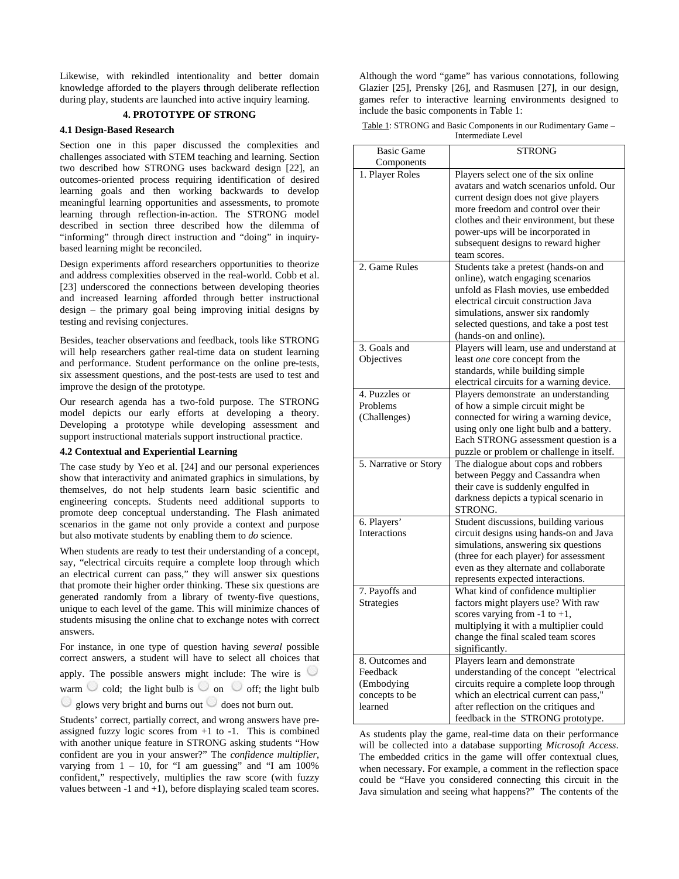Likewise, with rekindled intentionality and better domain knowledge afforded to the players through deliberate reflection during play, students are launched into active inquiry learning.

## 4. PROTOTYPE OF STRONG

### 4.1 Design-Based Research

Section one in this paper discussed the complexities and challenges associated with STEM teaching and learning. Section two described how STRONG uses backward design [22], an outcomes-oriented process requiring identification of desired learning goals and then working backwards to develop meaningful learning opportunities and assessments, to promote learning through reflection-in-action. The STRONG model described in section three described how the dilemma of "informing" through direct instruction and "doing" in inquiry-based learning might be reconciled.

Design experiments afford researchers opportunities to theorize and address complexities observed in the real-world. Cobb et al. [23] underscored the connections between developing theories and increased learning afforded through better instructional design – the primary goal being improving initial designs by testing and revising conjectures.

Besides, teacher observations and feedback, tools like STRONG will help researchers gather real-time data on student learning and performance. Student performance on the online pre-tests, six assessment questions, and the post-tests are used to test and improve the design of the prototype.

Our research agenda has a two-fold purpose. The STRONG model depicts our early efforts at developing a theory. Developing a prototype while developing assessment and support instructional materials support instructional practice.

### 4.2 Contextual and Experiential Learning

The case study by Yeo et al. [24] and our personal experiences show that interactivity and animated graphics in simulations, by themselves, do not help students learn basic scientific and engineering concepts. Students need additional supports to promote deep conceptual understanding. The Flash animated scenarios in the game not only provide a context and purpose but also motivate students by enabling them to *do* science.

When students are ready to test their understanding of a concept, say, "electrical circuits require a complete loop through which an electrical current can pass," they will answer six questions that promote their higher order thinking. These six questions are generated randomly from a library of twenty-five questions, unique to each level of the game. This will minimize chances of students misusing the online chat to exchange notes with correct answers.

For instance, in one type of question having *several* possible correct answers, a student will have to select all choices that apply. The possible answers might include: The wire is ◯ warm ◯ cold; the light bulb is ◯ on ◯ off; the light bulb ◯ glows very bright and burns out ◯ does not burn out.

Students' correct, partially correct, and wrong answers have pre-assigned fuzzy logic scores from +1 to -1. This is combined with another unique feature in STRONG asking students "How confident are you in your answer?" The *confidence multiplier*, varying from 1 – 10, for "I am guessing" and "I am 100% confident," respectively, multiplies the raw score (with fuzzy values between -1 and +1), before displaying scaled team scores.

Although the word "game" has various connotations, following Glazier [25], Prensky [26], and Rasmusen [27], in our design, games refer to interactive learning environments designed to include the basic components in Table 1:

Table 1: STRONG and Basic Components in our Rudimentary Game – Intermediate Level

| Basic Game Components | STRONG |
|---|---|
| 1. Player Roles | Players select one of the six online avatars and watch scenarios unfold. Our current design does not give players more freedom and control over their clothes and their environment, but these power-ups will be incorporated in subsequent designs to reward higher team scores. |
| 2. Game Rules | Students take a pretest (hands-on and online), watch engaging scenarios unfold as Flash movies, use embedded electrical circuit construction Java simulations, answer six randomly selected questions, and take a post test (hands-on and online). |
| 3. Goals and Objectives | Players will learn, use and understand at least *one* core concept from the standards, while building simple electrical circuits for a warning device. |
| 4. Puzzles or Problems (Challenges) | Players demonstrate an understanding of how a simple circuit might be connected for wiring a warning device, using only one light bulb and a battery. Each STRONG assessment question is a puzzle or problem or challenge in itself. |
| 5. Narrative or Story | The dialogue about cops and robbers between Peggy and Cassandra when their cave is suddenly engulfed in darkness depicts a typical scenario in STRONG. |
| 6. Players' Interactions | Student discussions, building various circuit designs using hands-on and Java simulations, answering six questions (three for each player) for assessment even as they alternate and collaborate represents expected interactions. |
| 7. Payoffs and Strategies | What kind of confidence multiplier factors might players use? With raw scores varying from -1 to +1, multiplying it with a multiplier could change the final scaled team scores significantly. |
| 8. Outcomes and Feedback (Embodying concepts to be learned | Players learn and demonstrate understanding of the concept "electrical circuits require a complete loop through which an electrical current can pass," after reflection on the critiques and feedback in the STRONG prototype. |

As students play the game, real-time data on their performance will be collected into a database supporting *Microsoft Access*. The embedded critics in the game will offer contextual clues, when necessary. For example, a comment in the reflection space could be "Have you considered connecting this circuit in the Java simulation and seeing what happens?" The contents of the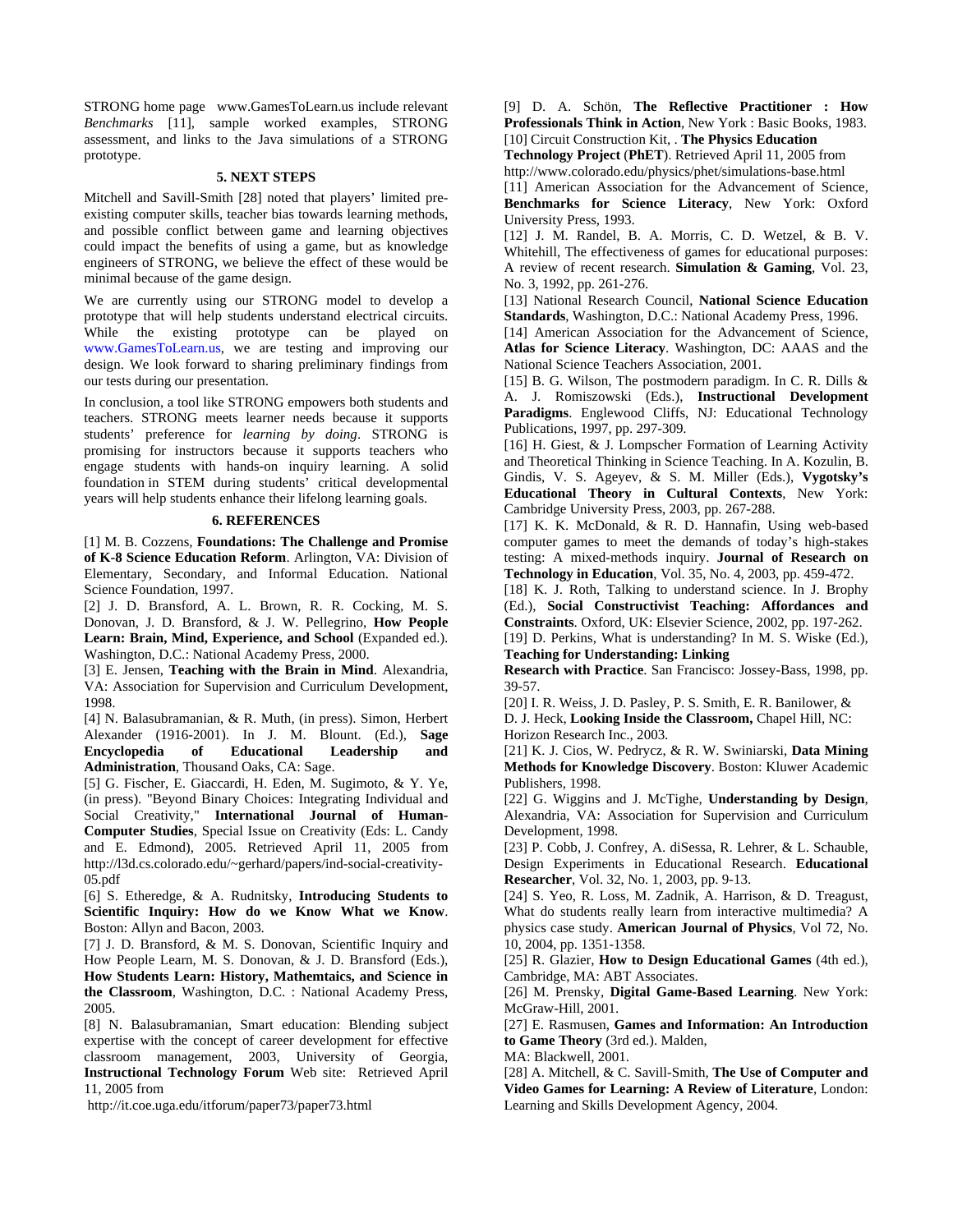STRONG home page www.GamesToLearn.us include relevant *Benchmarks* [11], sample worked examples, STRONG assessment, and links to the Java simulations of a STRONG prototype.

## 5. NEXT STEPS

Mitchell and Savill-Smith [28] noted that players' limited pre-existing computer skills, teacher bias towards learning methods, and possible conflict between game and learning objectives could impact the benefits of using a game, but as knowledge engineers of STRONG, we believe the effect of these would be minimal because of the game design.

We are currently using our STRONG model to develop a prototype that will help students understand electrical circuits. While the existing prototype can be played on www.GamesToLearn.us, we are testing and improving our design. We look forward to sharing preliminary findings from our tests during our presentation.

In conclusion, a tool like STRONG empowers both students and teachers. STRONG meets learner needs because it supports students' preference for *learning by doing*. STRONG is promising for instructors because it supports teachers who engage students with hands-on inquiry learning. A solid foundation in STEM during students' critical developmental years will help students enhance their lifelong learning goals.

## 6. REFERENCES

[1] M. B. Cozzens, **Foundations: The Challenge and Promise of K-8 Science Education Reform**. Arlington, VA: Division of Elementary, Secondary, and Informal Education. National Science Foundation, 1997.

[2] J. D. Bransford, A. L. Brown, R. R. Cocking, M. S. Donovan, J. D. Bransford, & J. W. Pellegrino, **How People Learn: Brain, Mind, Experience, and School** (Expanded ed.). Washington, D.C.: National Academy Press, 2000.

[3] E. Jensen, **Teaching with the Brain in Mind**. Alexandria, VA: Association for Supervision and Curriculum Development, 1998.

[4] N. Balasubramanian, & R. Muth, (in press). Simon, Herbert Alexander (1916-2001). In J. M. Blount. (Ed.), **Sage Encyclopedia of Educational Leadership and Administration**, Thousand Oaks, CA: Sage.

[5] G. Fischer, E. Giaccardi, H. Eden, M. Sugimoto, & Y. Ye, (in press). "Beyond Binary Choices: Integrating Individual and Social Creativity," **International Journal of Human-Computer Studies**, Special Issue on Creativity (Eds: L. Candy and E. Edmond), 2005. Retrieved April 11, 2005 from http://l3d.cs.colorado.edu/~gerhard/papers/ind-social-creativity-05.pdf

[6] S. Etheredge, & A. Rudnitsky, **Introducing Students to Scientific Inquiry: How do we Know What we Know**. Boston: Allyn and Bacon, 2003.

[7] J. D. Bransford, & M. S. Donovan, Scientific Inquiry and How People Learn, M. S. Donovan, & J. D. Bransford (Eds.), **How Students Learn: History, Mathemtaics, and Science in the Classroom**, Washington, D.C. : National Academy Press, 2005.

[8] N. Balasubramanian, Smart education: Blending subject expertise with the concept of career development for effective classroom management, 2003, University of Georgia, **Instructional Technology Forum** Web site: Retrieved April 11, 2005 from http://it.coe.uga.edu/itforum/paper73/paper73.html

[9] D. A. Schön, **The Reflective Practitioner : How Professionals Think in Action**, New York : Basic Books, 1983.

[10] Circuit Construction Kit, . **The Physics Education Technology Project** (**PhET**). Retrieved April 11, 2005 from http://www.colorado.edu/physics/phet/simulations-base.html

[11] American Association for the Advancement of Science, **Benchmarks for Science Literacy**, New York: Oxford University Press, 1993.

[12] J. M. Randel, B. A. Morris, C. D. Wetzel, & B. V. Whitehill, The effectiveness of games for educational purposes: A review of recent research. **Simulation & Gaming**, Vol. 23, No. 3, 1992, pp. 261-276.

[13] National Research Council, **National Science Education Standards**, Washington, D.C.: National Academy Press, 1996.

[14] American Association for the Advancement of Science, **Atlas for Science Literacy**. Washington, DC: AAAS and the National Science Teachers Association, 2001.

[15] B. G. Wilson, The postmodern paradigm. In C. R. Dills & A. J. Romiszowski (Eds.), **Instructional Development Paradigms**. Englewood Cliffs, NJ: Educational Technology Publications, 1997, pp. 297-309.

[16] H. Giest, & J. Lompscher Formation of Learning Activity and Theoretical Thinking in Science Teaching. In A. Kozulin, B. Gindis, V. S. Ageyev, & S. M. Miller (Eds.), **Vygotsky's Educational Theory in Cultural Contexts**, New York: Cambridge University Press, 2003, pp. 267-288.

[17] K. K. McDonald, & R. D. Hannafin, Using web-based computer games to meet the demands of today's high-stakes testing: A mixed-methods inquiry. **Journal of Research on Technology in Education**, Vol. 35, No. 4, 2003, pp. 459-472.

[18] K. J. Roth, Talking to understand science. In J. Brophy (Ed.), **Social Constructivist Teaching: Affordances and Constraints**. Oxford, UK: Elsevier Science, 2002, pp. 197-262.

[19] D. Perkins, What is understanding? In M. S. Wiske (Ed.), **Teaching for Understanding: Linking Research with Practice**. San Francisco: Jossey-Bass, 1998, pp. 39-57.

[20] I. R. Weiss, J. D. Pasley, P. S. Smith, E. R. Banilower, & D. J. Heck, **Looking Inside the Classroom,** Chapel Hill, NC: Horizon Research Inc., 2003.

[21] K. J. Cios, W. Pedrycz, & R. W. Swiniarski, **Data Mining Methods for Knowledge Discovery**. Boston: Kluwer Academic Publishers, 1998.

[22] G. Wiggins and J. McTighe, **Understanding by Design**, Alexandria, VA: Association for Supervision and Curriculum Development, 1998.

[23] P. Cobb, J. Confrey, A. diSessa, R. Lehrer, & L. Schauble, Design Experiments in Educational Research. **Educational Researcher**, Vol. 32, No. 1, 2003, pp. 9-13.

[24] S. Yeo, R. Loss, M. Zadnik, A. Harrison, & D. Treagust, What do students really learn from interactive multimedia? A physics case study. **American Journal of Physics**, Vol 72, No. 10, 2004, pp. 1351-1358.

[25] R. Glazier, **How to Design Educational Games** (4th ed.), Cambridge, MA: ABT Associates.

[26] M. Prensky, **Digital Game-Based Learning**. New York: McGraw-Hill, 2001.

[27] E. Rasmusen, **Games and Information: An Introduction to Game Theory** (3rd ed.). Malden, MA: Blackwell, 2001.

[28] A. Mitchell, & C. Savill-Smith, **The Use of Computer and Video Games for Learning: A Review of Literature**, London: Learning and Skills Development Agency, 2004.